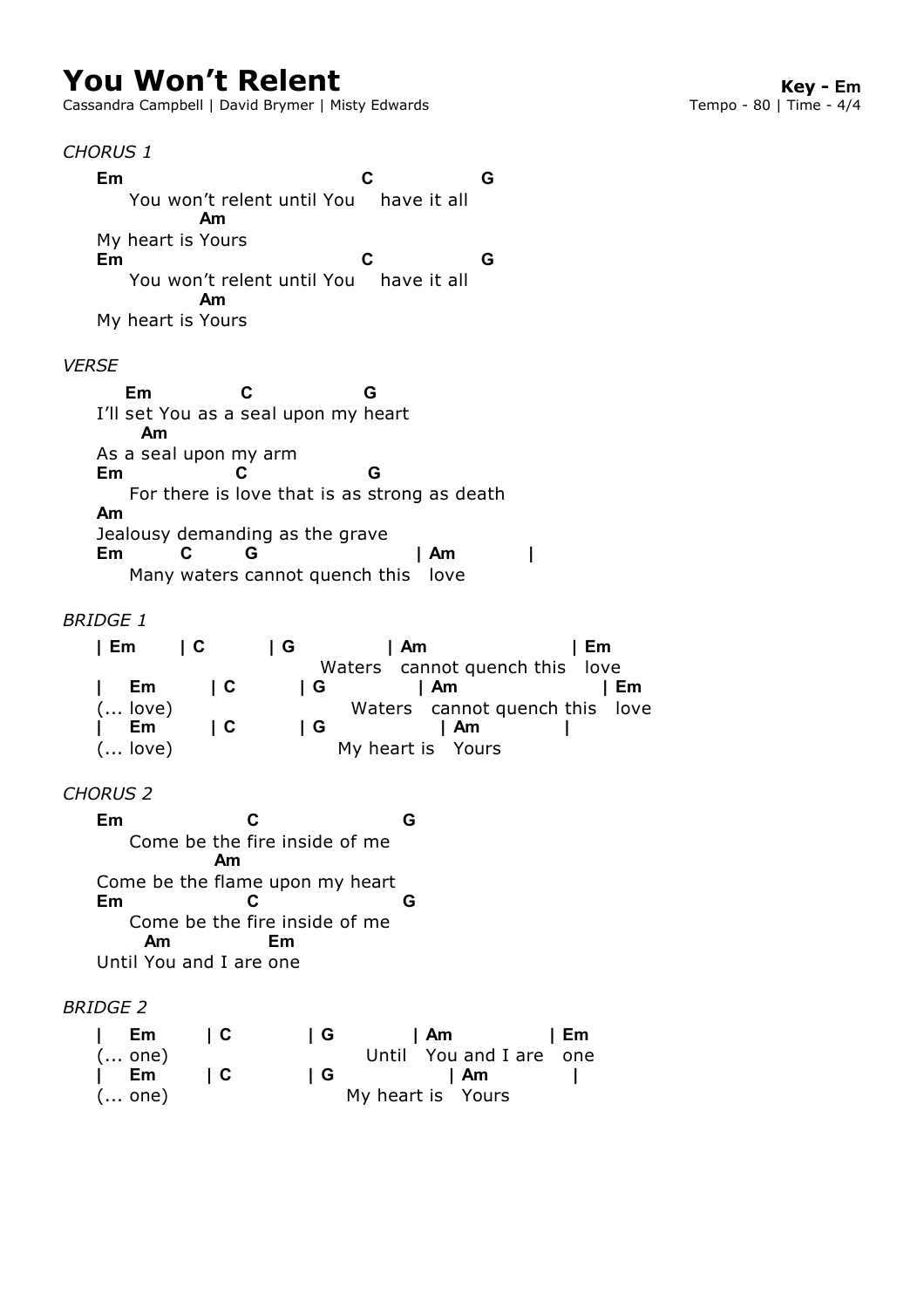# You Won't Relent

Cassandra Campbell | David Brymer | Misty Edwards

**Key - Em**
Tempo - 80 | Time - 4/4

*CHORUS 1*

```
Em                              C           G
     You won't relent until You    have it all
           Am
My heart is Yours
Em                              C           G
     You won't relent until You    have it all
           Am
My heart is Yours
```

*VERSE*

```
    Em          C           G
I'll set You as a seal upon my heart
     Am
As a seal upon my arm
Em              C             G
     For there is love that is as strong as death
Am
Jealousy demanding as the grave
Em       C      G                   | Am        |
     Many waters cannot quench this   love
```

*BRIDGE 1*

```
| Em     | C      | G          | Am                | Em
                         Waters   cannot quench this   love
|   Em     | C      | G          | Am                | Em
(... love)                 Waters   cannot quench this   love
|   Em     | C      | G          | Am        |
(... love)                My heart is   Yours
```

*CHORUS 2*

```
Em               C                  G
     Come be the fire inside of me
            Am
Come be the flame upon my heart
Em               C                  G
     Come be the fire inside of me
      Am           Em
Until You and I are one
```

*BRIDGE 2*

```
|   Em     | C       | G        | Am           | Em
(... one)                 Until   You and I are   one
|   Em     | C       | G          | Am        |
(... one)               My heart is   Yours
```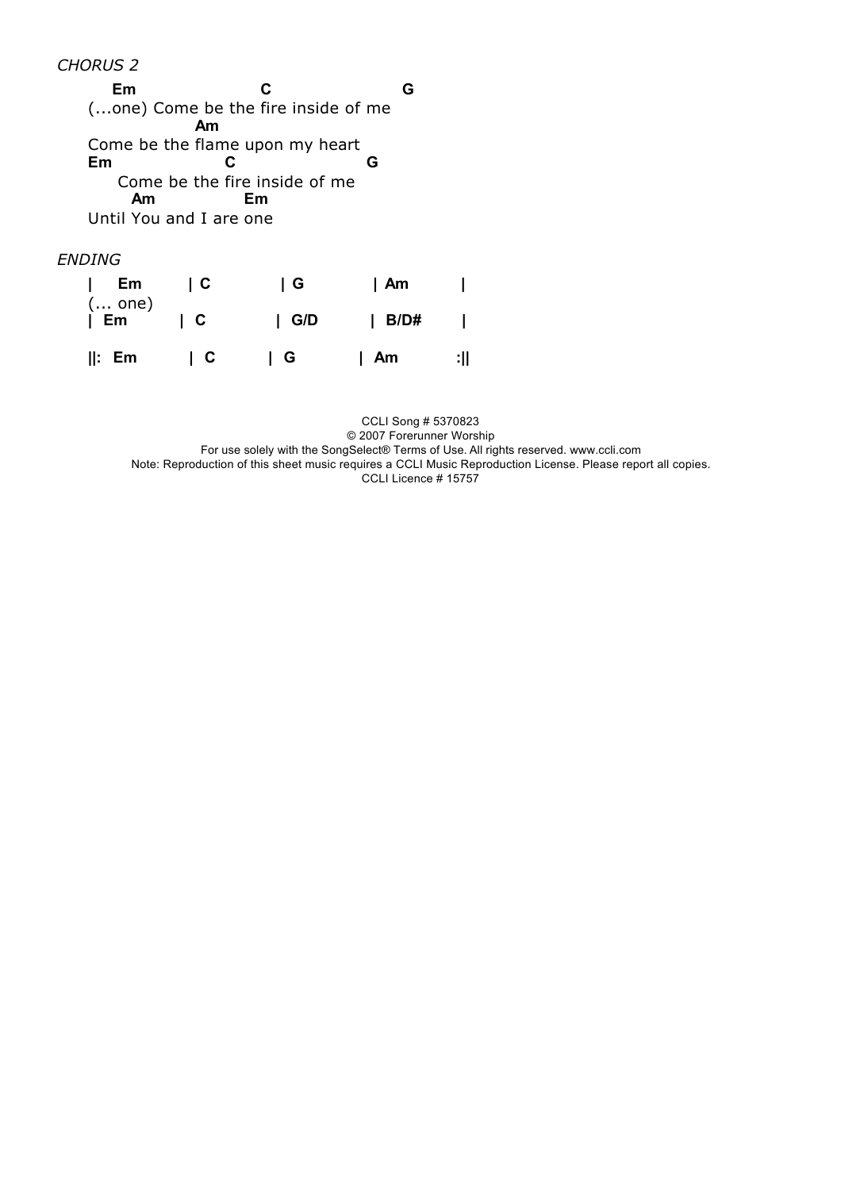*CHORUS 2*

```
    Em                  C                   G
(...one) Come be the fire inside of me
              Am
Come be the flame upon my heart
Em                 C                    G
     Come be the fire inside of me
     Am              Em
Until You and I are one
```

*ENDING*

```
|    Em      | C         | G         | Am        |
(... one)
| Em        |  C         |  G/D      |  B/D#     |

||:  Em      |  C       |  G        |  Am       :||
```

CCLI Song # 5370823
© 2007 Forerunner Worship
For use solely with the SongSelect® Terms of Use. All rights reserved. www.ccli.com
Note: Reproduction of this sheet music requires a CCLI Music Reproduction License. Please report all copies.
CCLI Licence # 15757